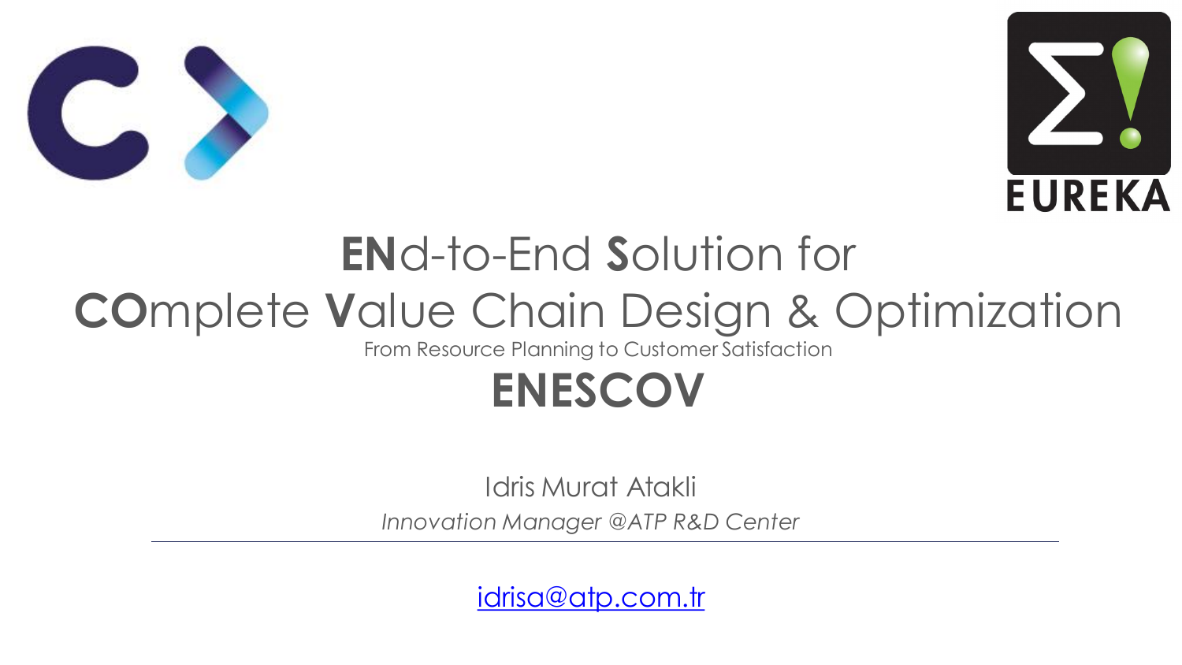# **EN**d-to-End **S**olution for **CO**mplete **V**alue Chain Design & Optimization

From Resource Planning to Customer Satisfaction

# ENESCOV

Idris Murat Atakli

*Innovation Manager @ATP R&D Center*

---

idrisa@atp.com.tr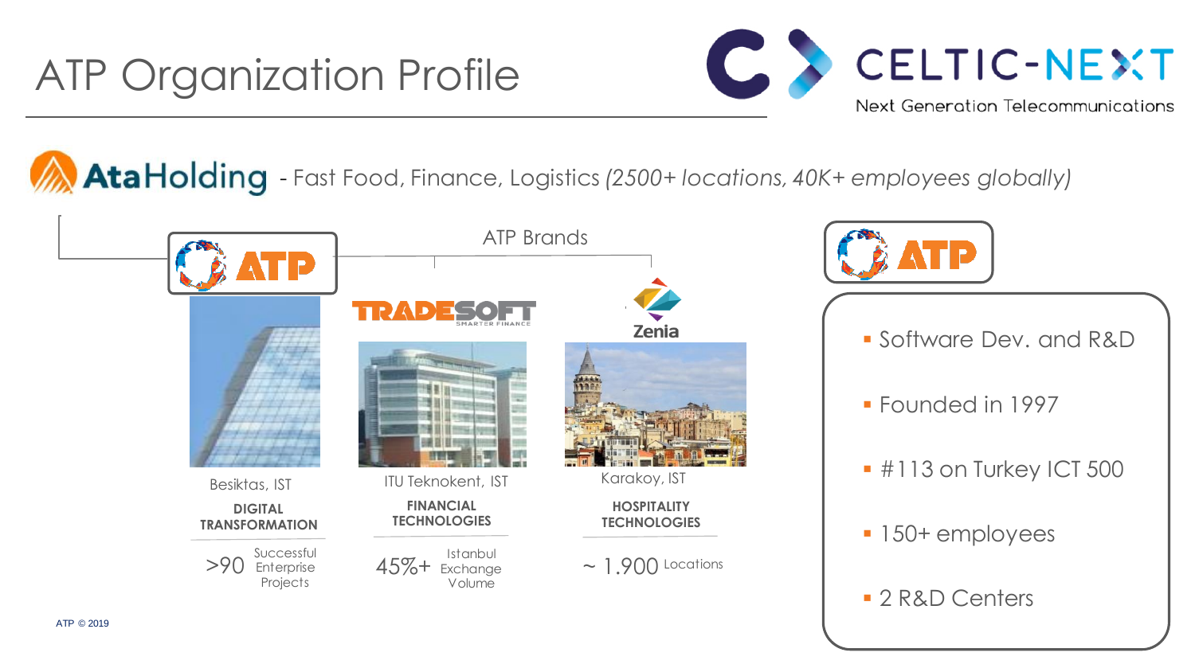# ATP Organization Profile

CELTIC-NEXT
Next Generation Telecommunications

**AtaHolding** - Fast Food, Finance, Logistics *(2500+ locations, 40K+ employees globally)*

ATP Brands

**ATP**

Besiktas, IST

**DIGITAL TRANSFORMATION**

>90 Successful Enterprise Projects

**TRADESOFT** SMARTER FINANCE

ITU Teknokent, IST

**FINANCIAL TECHNOLOGIES**

45%+ Istanbul Exchange Volume

**Zenia**

Karakoy, IST

**HOSPITALITY TECHNOLOGIES**

~ 1.900 Locations

**ATP**

- Software Dev. and R&D
- Founded in 1997
- #113 on Turkey ICT 500
- 150+ employees
- 2 R&D Centers

ATP © 2019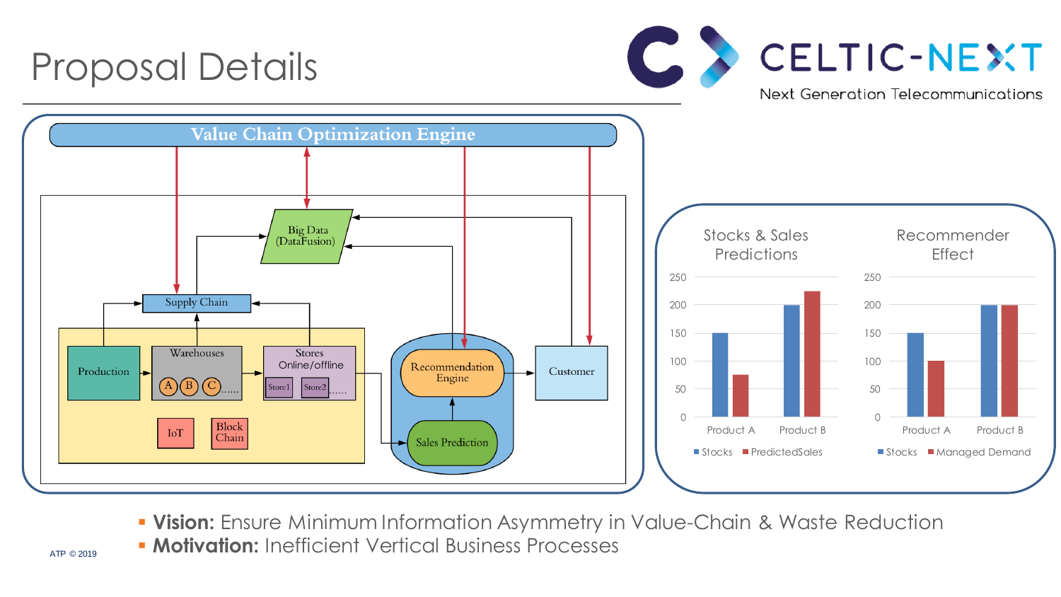# Proposal Details

Value Chain Optimization Engine

Big Data (DataFusion)

Supply Chain

Production

Warehouses

A B C ......

Stores Online/offline

Store1 Store2 ......

IoT

Block Chain

Recommendation Engine

Sales Prediction

Customer

**Stocks & Sales Predictions**

| | Stocks | PredictedSales |
|---|---|---|
| Product A | 150 | 75 |
| Product B | 200 | 225 |

**Recommender Effect**

| | Stocks | Managed Demand |
|---|---|---|
| Product A | 150 | 100 |
| Product B | 200 | 200 |

- **Vision:** Ensure Minimum Information Asymmetry in Value-Chain & Waste Reduction
- **Motivation:** Inefficient Vertical Business Processes

ATP © 2019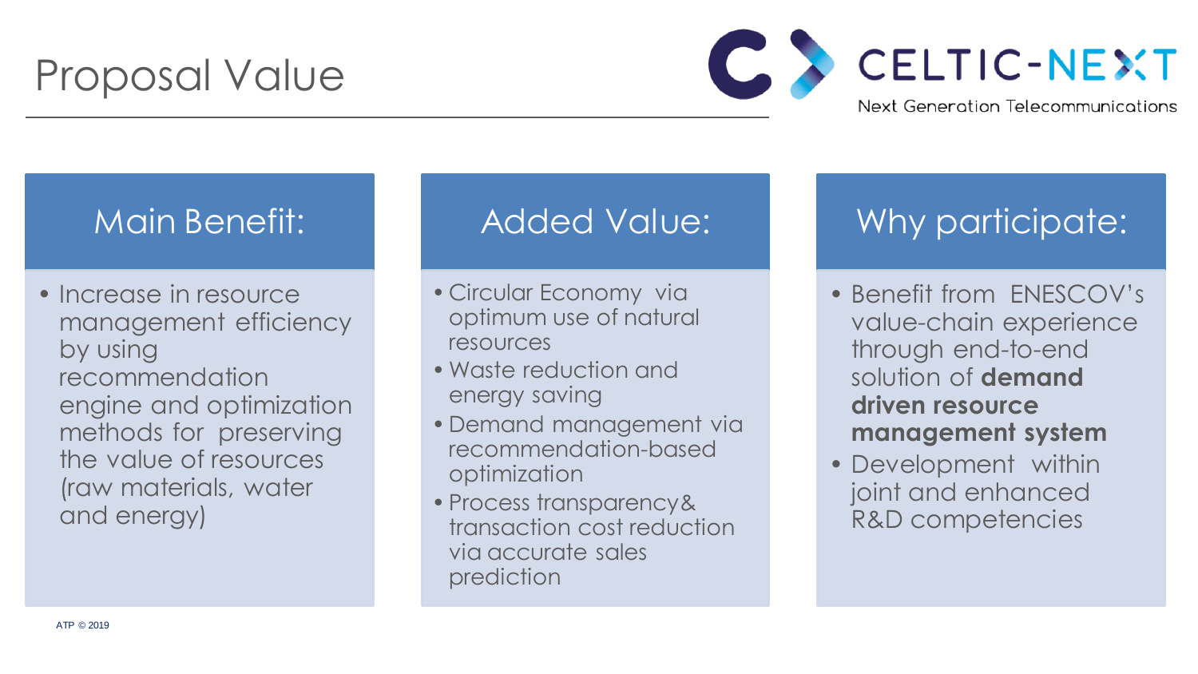# Proposal Value

CELTIC-NEXT
Next Generation Telecommunications

## Main Benefit:

- Increase in resource management efficiency by using recommendation engine and optimization methods for preserving the value of resources (raw materials, water and energy)

## Added Value:

- Circular Economy via optimum use of natural resources
- Waste reduction and energy saving
- Demand management via recommendation-based optimization
- Process transparency & transaction cost reduction via accurate sales prediction

## Why participate:

- Benefit from ENESCOV's value-chain experience through end-to-end solution of **demand driven resource management system**
- Development within joint and enhanced R&D competencies

ATP © 2019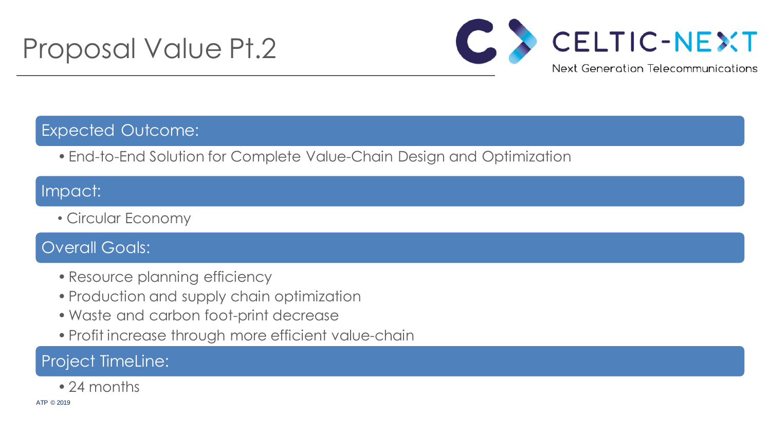# Proposal Value Pt.2

## Expected Outcome:

- End-to-End Solution for Complete Value-Chain Design and Optimization

## Impact:

- Circular Economy

## Overall Goals:

- Resource planning efficiency
- Production and supply chain optimization
- Waste and carbon foot-print decrease
- Profit increase through more efficient value-chain

## Project TimeLine:

- 24 months

ATP © 2019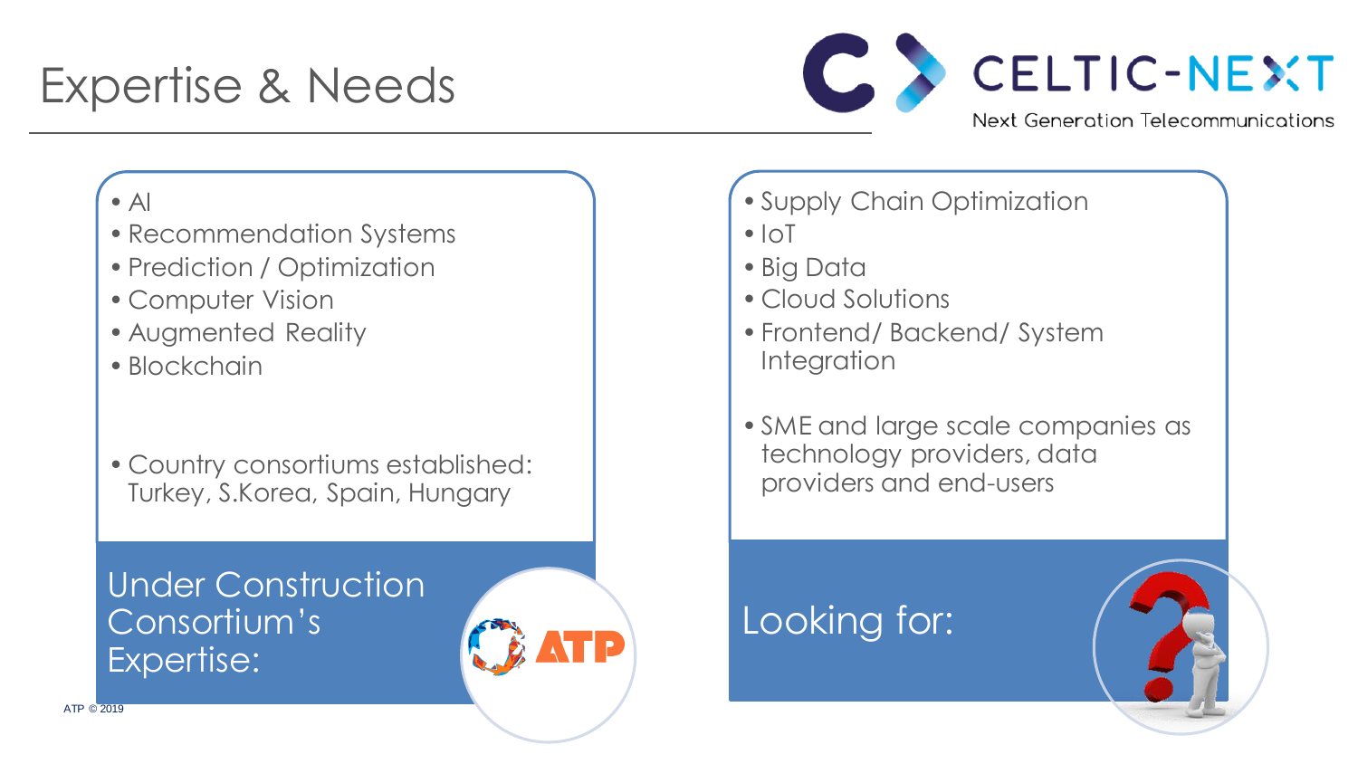# Expertise & Needs

- AI
- Recommendation Systems
- Prediction / Optimization
- Computer Vision
- Augmented Reality
- Blockchain

- Country consortiums established: Turkey, S.Korea, Spain, Hungary

Under Construction Consortium's Expertise:

- Supply Chain Optimization
- IoT
- Big Data
- Cloud Solutions
- Frontend/ Backend/ System Integration

- SME and large scale companies as technology providers, data providers and end-users

Looking for:

ATP © 2019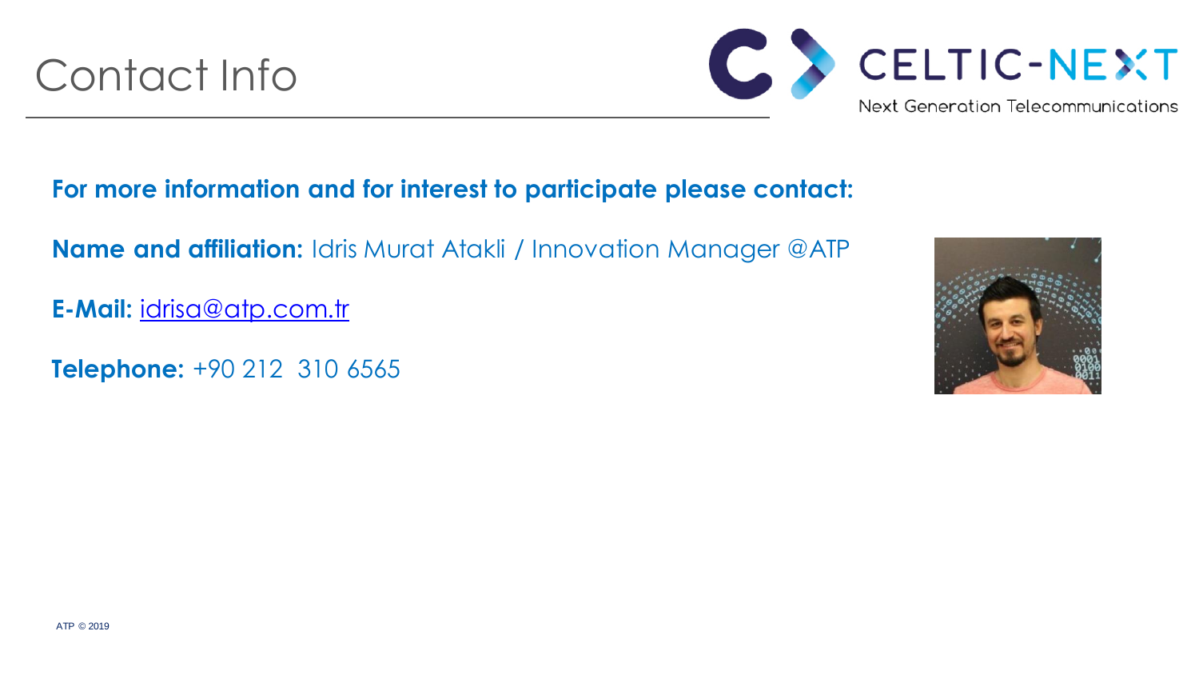# Contact Info

CELTIC-NEXT
Next Generation Telecommunications

**For more information and for interest to participate please contact:**

**Name and affiliation:** Idris Murat Atakli / Innovation Manager @ATP

**E-Mail:** idrisa@atp.com.tr

**Telephone:** +90 212  310 6565

ATP © 2019